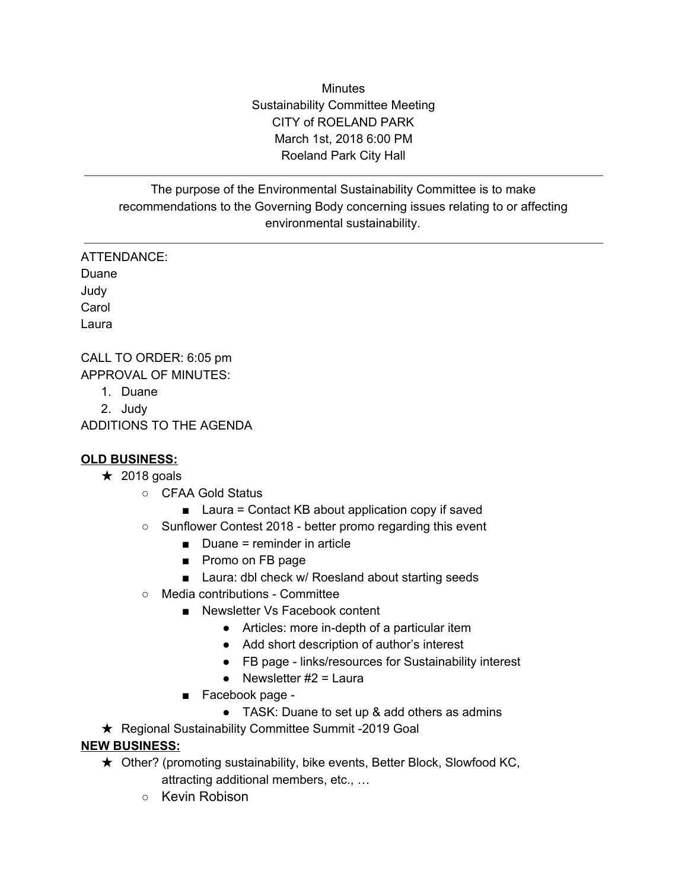Minutes
Sustainability Committee Meeting
CITY of ROELAND PARK
March 1st, 2018 6:00 PM
Roeland Park City Hall

---

The purpose of the Environmental Sustainability Committee is to make recommendations to the Governing Body concerning issues relating to or affecting environmental sustainability.

---

ATTENDANCE:
Duane
Judy
Carol
Laura

CALL TO ORDER: 6:05 pm
APPROVAL OF MINUTES:

1. Duane
2. Judy

ADDITIONS TO THE AGENDA

**OLD BUSINESS:**

- ★ 2018 goals
  - CFAA Gold Status
    - Laura = Contact KB about application copy if saved
  - Sunflower Contest 2018 - better promo regarding this event
    - Duane = reminder in article
    - Promo on FB page
    - Laura: dbl check w/ Roesland about starting seeds
  - Media contributions - Committee
    - Newsletter Vs Facebook content
      - Articles: more in-depth of a particular item
      - Add short description of author's interest
      - FB page - links/resources for Sustainability interest
      - Newsletter #2 = Laura
    - Facebook page -
      - TASK: Duane to set up & add others as admins
- ★ Regional Sustainability Committee Summit -2019 Goal

**NEW BUSINESS:**

- ★ Other? (promoting sustainability, bike events, Better Block, Slowfood KC, attracting additional members, etc., …
  - Kevin Robison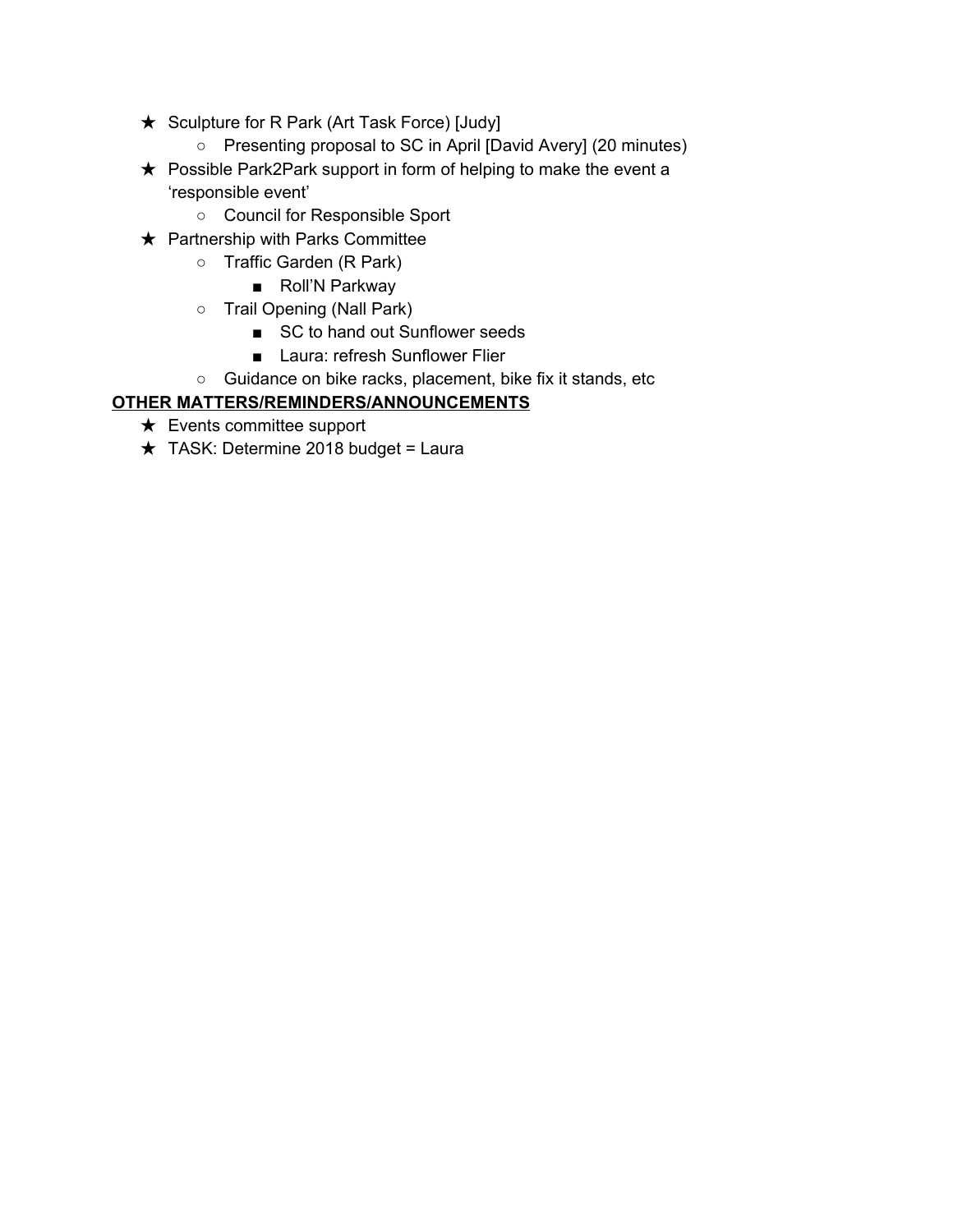- ★ Sculpture for R Park (Art Task Force) [Judy]
  - ○ Presenting proposal to SC in April [David Avery] (20 minutes)
- ★ Possible Park2Park support in form of helping to make the event a 'responsible event'
  - ○ Council for Responsible Sport
- ★ Partnership with Parks Committee
  - ○ Traffic Garden (R Park)
    - ■ Roll'N Parkway
  - ○ Trail Opening (Nall Park)
    - ■ SC to hand out Sunflower seeds
    - ■ Laura: refresh Sunflower Flier
  - ○ Guidance on bike racks, placement, bike fix it stands, etc

**OTHER MATTERS/REMINDERS/ANNOUNCEMENTS**

- ★ Events committee support
- ★ TASK: Determine 2018 budget = Laura